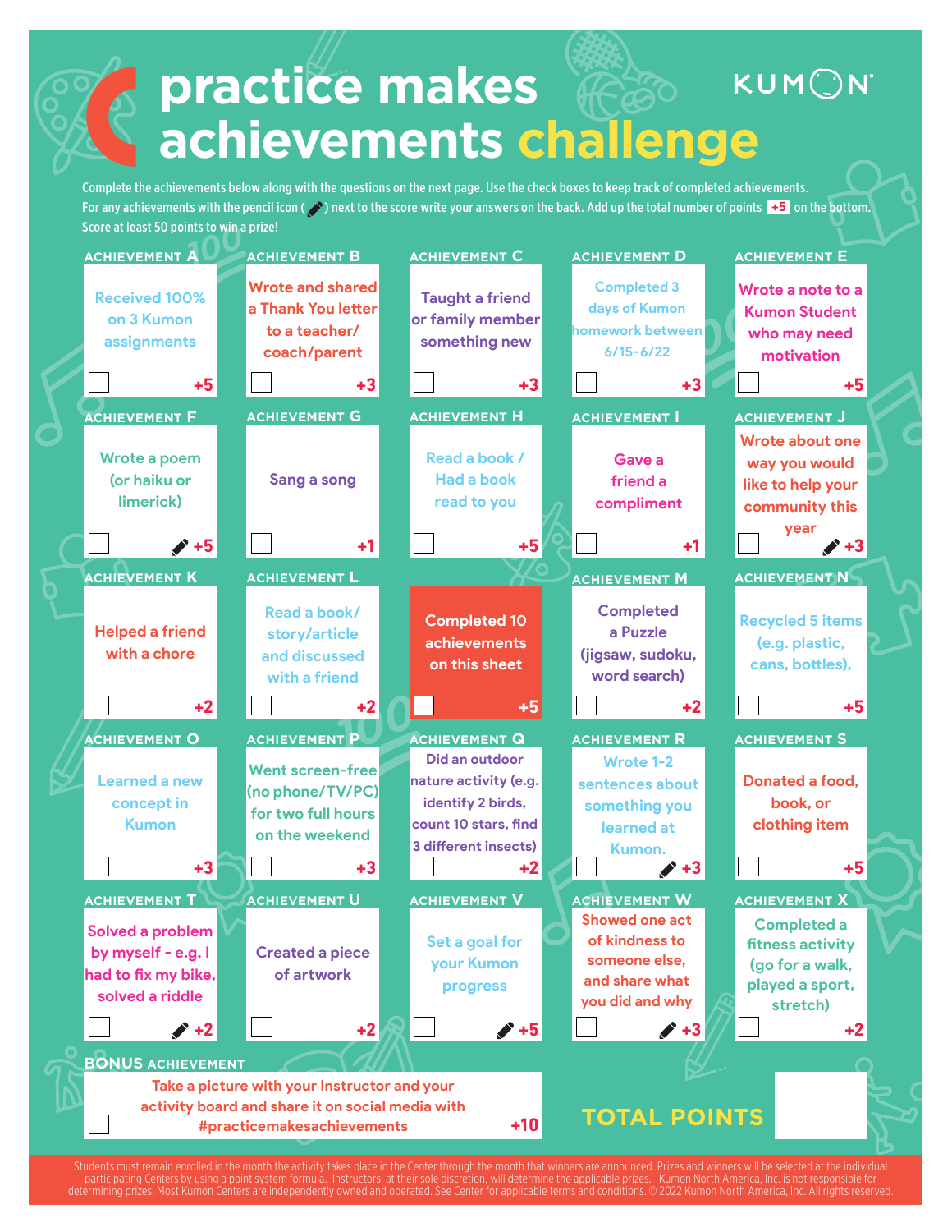# practice makes achievements challenge

KUMON

Complete the achievements below along with the questions on the next page. Use the check boxes to keep track of completed achievements. For any achievements with the pencil icon (✏) next to the score write your answers on the back. Add up the total number of points **+5** on the bottom. Score at least 50 points to win a prize!

| Achievement | Description | Points |
|---|---|---|
| ACHIEVEMENT A | Received 100% on 3 Kumon assignments | +5 |
| ACHIEVEMENT B | Wrote and shared a Thank You letter to a teacher/ coach/parent | +3 |
| ACHIEVEMENT C | Taught a friend or family member something new | +3 |
| ACHIEVEMENT D | Completed 3 days of Kumon homework between 6/15-6/22 | +3 |
| ACHIEVEMENT E | Wrote a note to a Kumon Student who may need motivation | +5 |
| ACHIEVEMENT F | Wrote a poem (or haiku or limerick) | ✏ +5 |
| ACHIEVEMENT G | Sang a song | +1 |
| ACHIEVEMENT H | Read a book / Had a book read to you | +5 |
| ACHIEVEMENT I | Gave a friend a compliment | +1 |
| ACHIEVEMENT J | Wrote about one way you would like to help your community this year | ✏ +3 |
| ACHIEVEMENT K | Helped a friend with a chore | +2 |
| ACHIEVEMENT L | Read a book/ story/article and discussed with a friend | +2 |
| | Completed 10 achievements on this sheet | +5 |
| ACHIEVEMENT M | Completed a Puzzle (jigsaw, sudoku, word search) | +2 |
| ACHIEVEMENT N | Recycled 5 items (e.g. plastic, cans, bottles), | +5 |
| ACHIEVEMENT O | Learned a new concept in Kumon | +3 |
| ACHIEVEMENT P | Went screen-free (no phone/TV/PC) for two full hours on the weekend | +3 |
| ACHIEVEMENT Q | Did an outdoor nature activity (e.g. identify 2 birds, count 10 stars, find 3 different insects) | +2 |
| ACHIEVEMENT R | Wrote 1-2 sentences about something you learned at Kumon. | ✏ +3 |
| ACHIEVEMENT S | Donated a food, book, or clothing item | +5 |
| ACHIEVEMENT T | Solved a problem by myself - e.g. I had to fix my bike, solved a riddle | ✏ +2 |
| ACHIEVEMENT U | Created a piece of artwork | +2 |
| ACHIEVEMENT V | Set a goal for your Kumon progress | ✏ +5 |
| ACHIEVEMENT W | Showed one act of kindness to someone else, and share what you did and why | ✏ +3 |
| ACHIEVEMENT X | Completed a fitness activity (go for a walk, played a sport, stretch) | +2 |

**BONUS ACHIEVEMENT**

Take a picture with your Instructor and your activity board and share it on social media with #practicemakesachievements **+10**

**TOTAL POINTS**

Students must remain enrolled in the month the activity takes place in the Center through the month that winners are announced. Prizes and winners will be selected at the individual participating Centers by using a point system formula. Instructors, at their sole discretion, will determine the applicable prizes. Kumon North America, Inc. is not responsible for determining prizes. Most Kumon Centers are independently owned and operated. See Center for applicable terms and conditions. © 2022 Kumon North America, Inc. All rights reserved.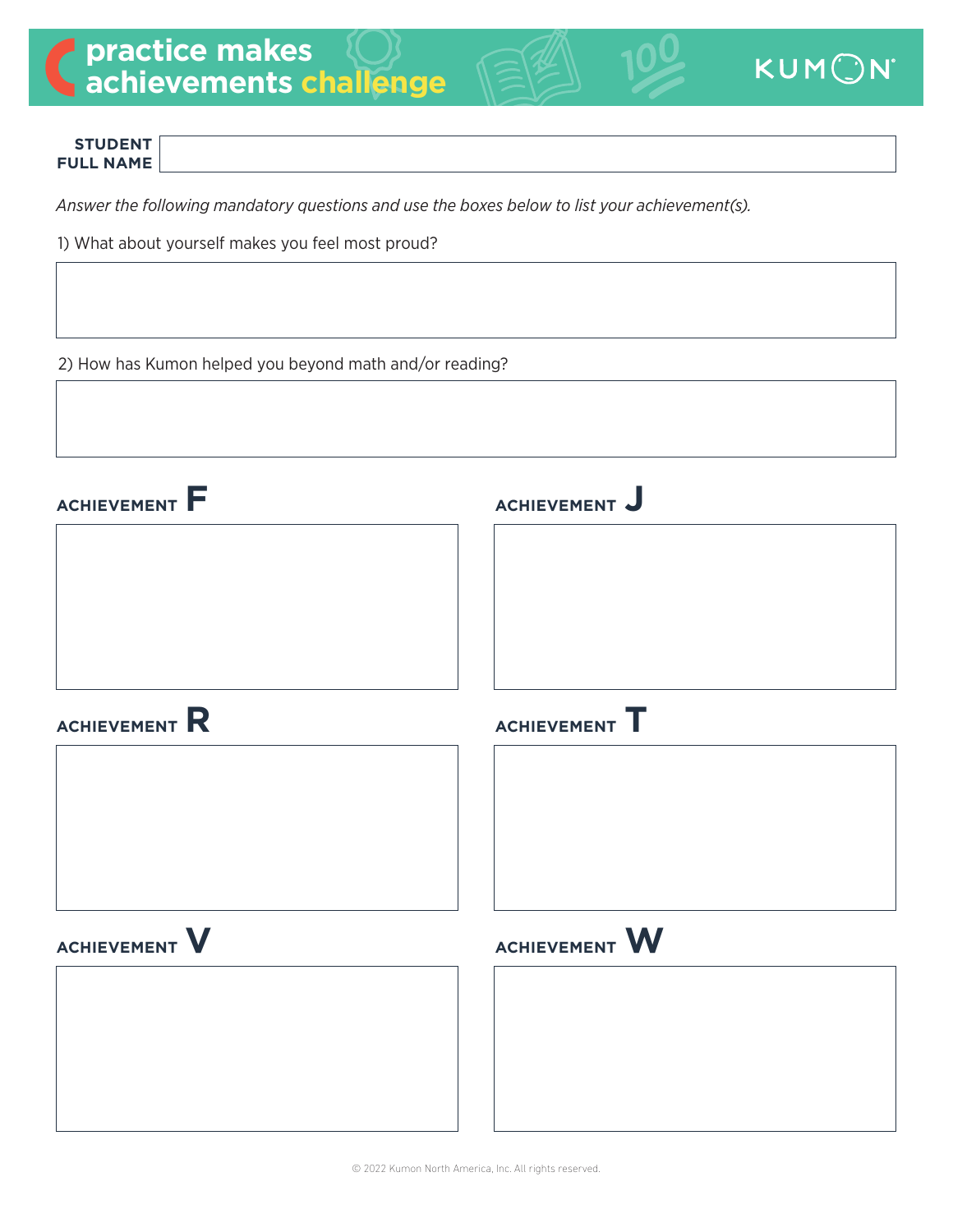# practice makes achievements challenge

KUMON

**STUDENT FULL NAME**

*Answer the following mandatory questions and use the boxes below to list your achievement(s).*

1) What about yourself makes you feel most proud?

2) How has Kumon helped you beyond math and/or reading?

**ACHIEVEMENT F**

**ACHIEVEMENT J**

**ACHIEVEMENT R**

**ACHIEVEMENT T**

**ACHIEVEMENT V**

**ACHIEVEMENT W**

© 2022 Kumon North America, Inc. All rights reserved.